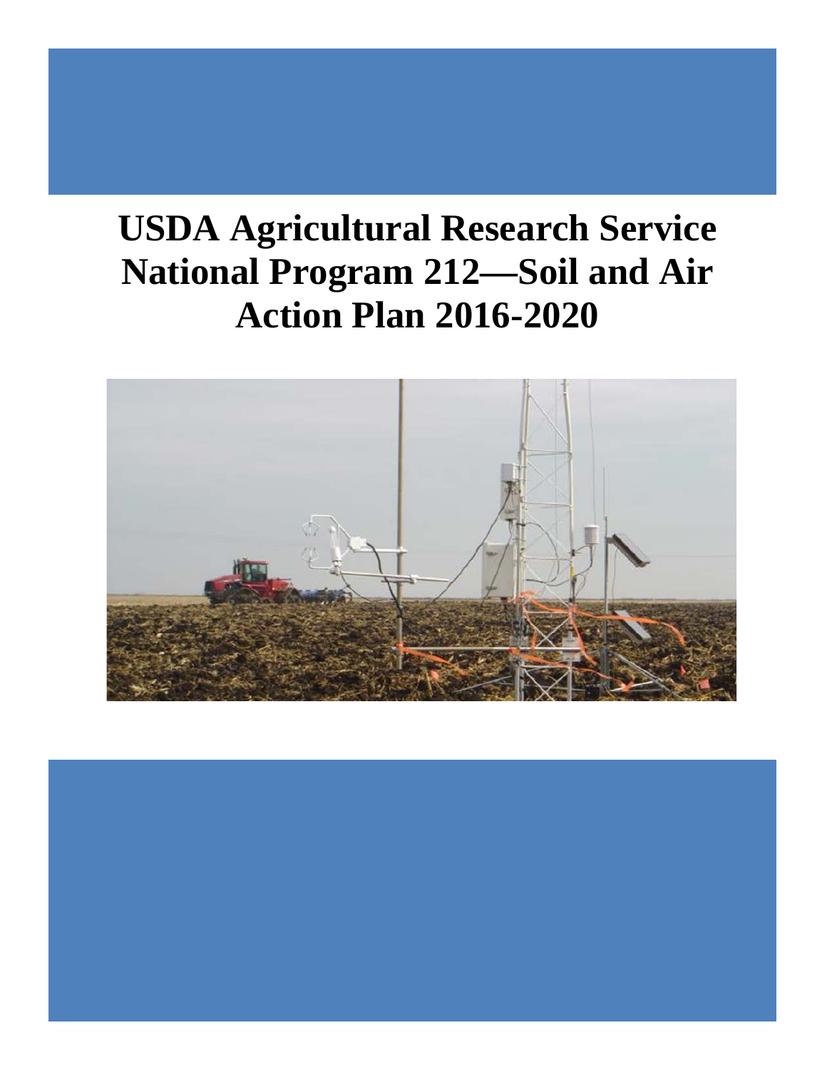# USDA Agricultural Research Service National Program 212—Soil and Air Action Plan 2016-2020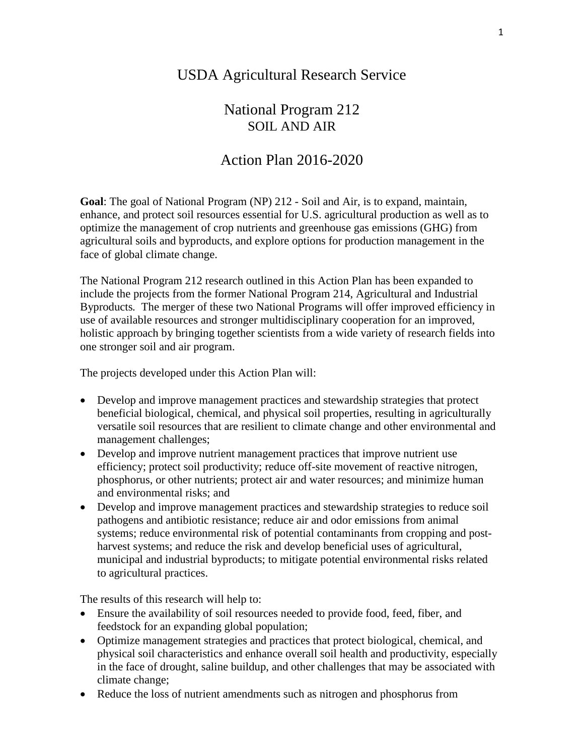# USDA Agricultural Research Service

## National Program 212
### SOIL AND AIR

## Action Plan 2016-2020

**Goal**: The goal of National Program (NP) 212 - Soil and Air, is to expand, maintain, enhance, and protect soil resources essential for U.S. agricultural production as well as to optimize the management of crop nutrients and greenhouse gas emissions (GHG) from agricultural soils and byproducts, and explore options for production management in the face of global climate change.

The National Program 212 research outlined in this Action Plan has been expanded to include the projects from the former National Program 214, Agricultural and Industrial Byproducts*.* The merger of these two National Programs will offer improved efficiency in use of available resources and stronger multidisciplinary cooperation for an improved, holistic approach by bringing together scientists from a wide variety of research fields into one stronger soil and air program.

The projects developed under this Action Plan will:

- Develop and improve management practices and stewardship strategies that protect beneficial biological, chemical, and physical soil properties, resulting in agriculturally versatile soil resources that are resilient to climate change and other environmental and management challenges;
- Develop and improve nutrient management practices that improve nutrient use efficiency; protect soil productivity; reduce off-site movement of reactive nitrogen, phosphorus, or other nutrients; protect air and water resources; and minimize human and environmental risks; and
- Develop and improve management practices and stewardship strategies to reduce soil pathogens and antibiotic resistance; reduce air and odor emissions from animal systems; reduce environmental risk of potential contaminants from cropping and post-harvest systems; and reduce the risk and develop beneficial uses of agricultural, municipal and industrial byproducts; to mitigate potential environmental risks related to agricultural practices.

The results of this research will help to:

- Ensure the availability of soil resources needed to provide food, feed, fiber, and feedstock for an expanding global population;
- Optimize management strategies and practices that protect biological, chemical, and physical soil characteristics and enhance overall soil health and productivity, especially in the face of drought, saline buildup, and other challenges that may be associated with climate change;
- Reduce the loss of nutrient amendments such as nitrogen and phosphorus from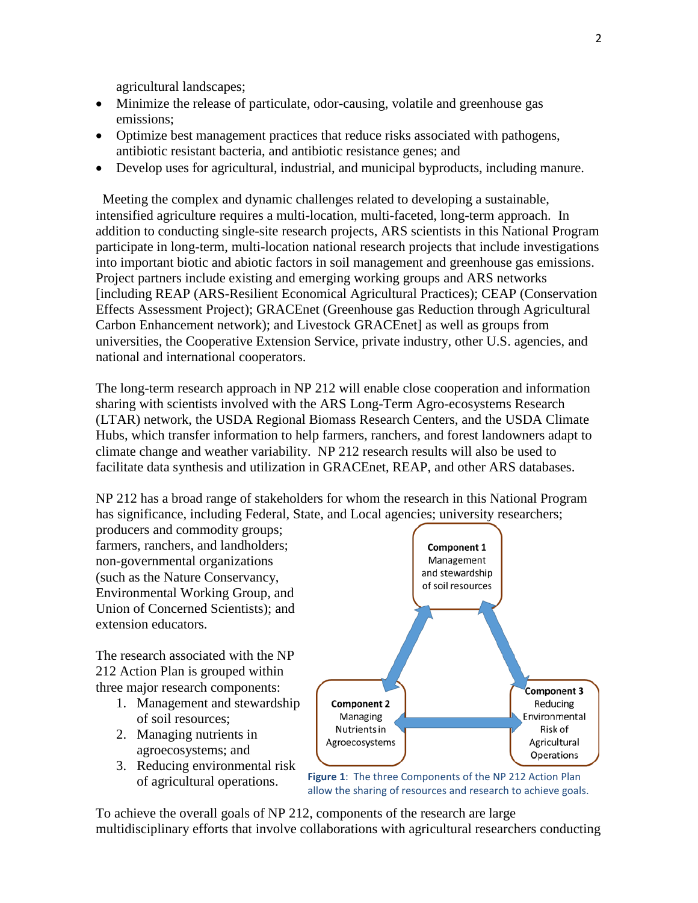agricultural landscapes;

- Minimize the release of particulate, odor-causing, volatile and greenhouse gas emissions;
- Optimize best management practices that reduce risks associated with pathogens, antibiotic resistant bacteria, and antibiotic resistance genes; and
- Develop uses for agricultural, industrial, and municipal byproducts, including manure.

Meeting the complex and dynamic challenges related to developing a sustainable, intensified agriculture requires a multi-location, multi-faceted, long-term approach. In addition to conducting single-site research projects, ARS scientists in this National Program participate in long-term, multi-location national research projects that include investigations into important biotic and abiotic factors in soil management and greenhouse gas emissions. Project partners include existing and emerging working groups and ARS networks [including REAP (ARS-Resilient Economical Agricultural Practices); CEAP (Conservation Effects Assessment Project); GRACEnet (Greenhouse gas Reduction through Agricultural Carbon Enhancement network); and Livestock GRACEnet] as well as groups from universities, the Cooperative Extension Service, private industry, other U.S. agencies, and national and international cooperators.

The long-term research approach in NP 212 will enable close cooperation and information sharing with scientists involved with the ARS Long-Term Agro-ecosystems Research (LTAR) network, the USDA Regional Biomass Research Centers, and the USDA Climate Hubs, which transfer information to help farmers, ranchers, and forest landowners adapt to climate change and weather variability. NP 212 research results will also be used to facilitate data synthesis and utilization in GRACEnet, REAP, and other ARS databases.

NP 212 has a broad range of stakeholders for whom the research in this National Program has significance, including Federal, State, and Local agencies; university researchers; producers and commodity groups; farmers, ranchers, and landholders; non-governmental organizations (such as the Nature Conservancy, Environmental Working Group, and Union of Concerned Scientists); and extension educators.

The research associated with the NP 212 Action Plan is grouped within three major research components:

1. Management and stewardship of soil resources;
2. Managing nutrients in agroecosystems; and
3. Reducing environmental risk of agricultural operations.

**Component 1** Management and stewardship of soil resources

**Component 2** Managing Nutrients in Agroecosystems

**Component 3** Reducing Environmental Risk of Agricultural Operations

**Figure 1**: The three Components of the NP 212 Action Plan allow the sharing of resources and research to achieve goals.

To achieve the overall goals of NP 212, components of the research are large multidisciplinary efforts that involve collaborations with agricultural researchers conducting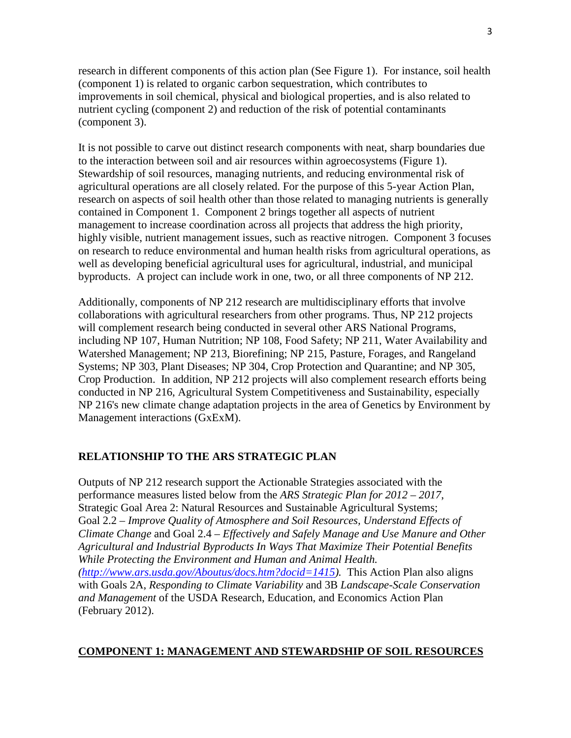research in different components of this action plan (See Figure 1). For instance, soil health (component 1) is related to organic carbon sequestration, which contributes to improvements in soil chemical, physical and biological properties, and is also related to nutrient cycling (component 2) and reduction of the risk of potential contaminants (component 3).

It is not possible to carve out distinct research components with neat, sharp boundaries due to the interaction between soil and air resources within agroecosystems (Figure 1). Stewardship of soil resources, managing nutrients, and reducing environmental risk of agricultural operations are all closely related. For the purpose of this 5-year Action Plan, research on aspects of soil health other than those related to managing nutrients is generally contained in Component 1. Component 2 brings together all aspects of nutrient management to increase coordination across all projects that address the high priority, highly visible, nutrient management issues, such as reactive nitrogen. Component 3 focuses on research to reduce environmental and human health risks from agricultural operations, as well as developing beneficial agricultural uses for agricultural, industrial, and municipal byproducts. A project can include work in one, two, or all three components of NP 212.

Additionally, components of NP 212 research are multidisciplinary efforts that involve collaborations with agricultural researchers from other programs. Thus, NP 212 projects will complement research being conducted in several other ARS National Programs, including NP 107, Human Nutrition; NP 108, Food Safety; NP 211, Water Availability and Watershed Management; NP 213, Biorefining; NP 215, Pasture, Forages, and Rangeland Systems; NP 303, Plant Diseases; NP 304, Crop Protection and Quarantine; and NP 305, Crop Production. In addition, NP 212 projects will also complement research efforts being conducted in NP 216, Agricultural System Competitiveness and Sustainability, especially NP 216's new climate change adaptation projects in the area of Genetics by Environment by Management interactions (GxExM).

## RELATIONSHIP TO THE ARS STRATEGIC PLAN

Outputs of NP 212 research support the Actionable Strategies associated with the performance measures listed below from the *ARS Strategic Plan for 2012 – 2017*, Strategic Goal Area 2: Natural Resources and Sustainable Agricultural Systems; Goal 2.2 – *Improve Quality of Atmosphere and Soil Resources, Understand Effects of Climate Change* and Goal 2.4 – *Effectively and Safely Manage and Use Manure and Other Agricultural and Industrial Byproducts In Ways That Maximize Their Potential Benefits While Protecting the Environment and Human and Animal Health. ([http://www.ars.usda.gov/Aboutus/docs.htm?docid=1415](http://www.ars.usda.gov/Aboutus/docs.htm?docid=1415)).* This Action Plan also aligns with Goals 2A, *Responding to Climate Variability* and 3B *Landscape-Scale Conservation and Management* of the USDA Research, Education, and Economics Action Plan (February 2012).

## COMPONENT 1: MANAGEMENT AND STEWARDSHIP OF SOIL RESOURCES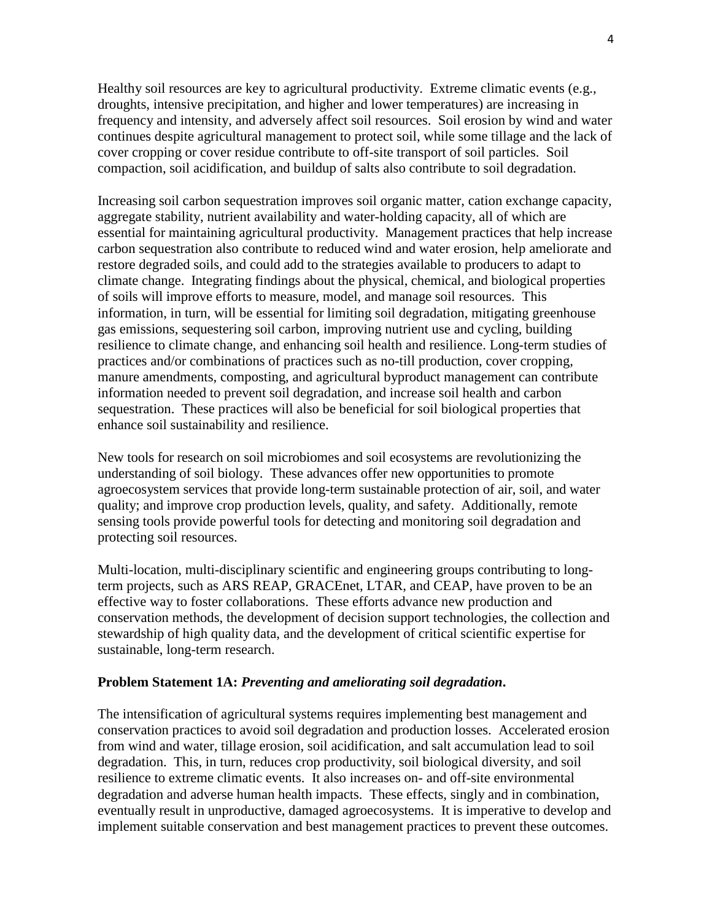Healthy soil resources are key to agricultural productivity. Extreme climatic events (e.g., droughts, intensive precipitation, and higher and lower temperatures) are increasing in frequency and intensity, and adversely affect soil resources. Soil erosion by wind and water continues despite agricultural management to protect soil, while some tillage and the lack of cover cropping or cover residue contribute to off-site transport of soil particles. Soil compaction, soil acidification, and buildup of salts also contribute to soil degradation.

Increasing soil carbon sequestration improves soil organic matter, cation exchange capacity, aggregate stability, nutrient availability and water-holding capacity, all of which are essential for maintaining agricultural productivity. Management practices that help increase carbon sequestration also contribute to reduced wind and water erosion, help ameliorate and restore degraded soils, and could add to the strategies available to producers to adapt to climate change. Integrating findings about the physical, chemical, and biological properties of soils will improve efforts to measure, model, and manage soil resources. This information, in turn, will be essential for limiting soil degradation, mitigating greenhouse gas emissions, sequestering soil carbon, improving nutrient use and cycling, building resilience to climate change, and enhancing soil health and resilience. Long-term studies of practices and/or combinations of practices such as no-till production, cover cropping, manure amendments, composting, and agricultural byproduct management can contribute information needed to prevent soil degradation, and increase soil health and carbon sequestration. These practices will also be beneficial for soil biological properties that enhance soil sustainability and resilience.

New tools for research on soil microbiomes and soil ecosystems are revolutionizing the understanding of soil biology. These advances offer new opportunities to promote agroecosystem services that provide long-term sustainable protection of air, soil, and water quality; and improve crop production levels, quality, and safety. Additionally, remote sensing tools provide powerful tools for detecting and monitoring soil degradation and protecting soil resources.

Multi-location, multi-disciplinary scientific and engineering groups contributing to long-term projects, such as ARS REAP, GRACEnet, LTAR, and CEAP, have proven to be an effective way to foster collaborations. These efforts advance new production and conservation methods, the development of decision support technologies, the collection and stewardship of high quality data, and the development of critical scientific expertise for sustainable, long-term research.

**Problem Statement 1A:** ***Preventing and ameliorating soil degradation*****.**

The intensification of agricultural systems requires implementing best management and conservation practices to avoid soil degradation and production losses. Accelerated erosion from wind and water, tillage erosion, soil acidification, and salt accumulation lead to soil degradation. This, in turn, reduces crop productivity, soil biological diversity, and soil resilience to extreme climatic events. It also increases on- and off-site environmental degradation and adverse human health impacts. These effects, singly and in combination, eventually result in unproductive, damaged agroecosystems. It is imperative to develop and implement suitable conservation and best management practices to prevent these outcomes.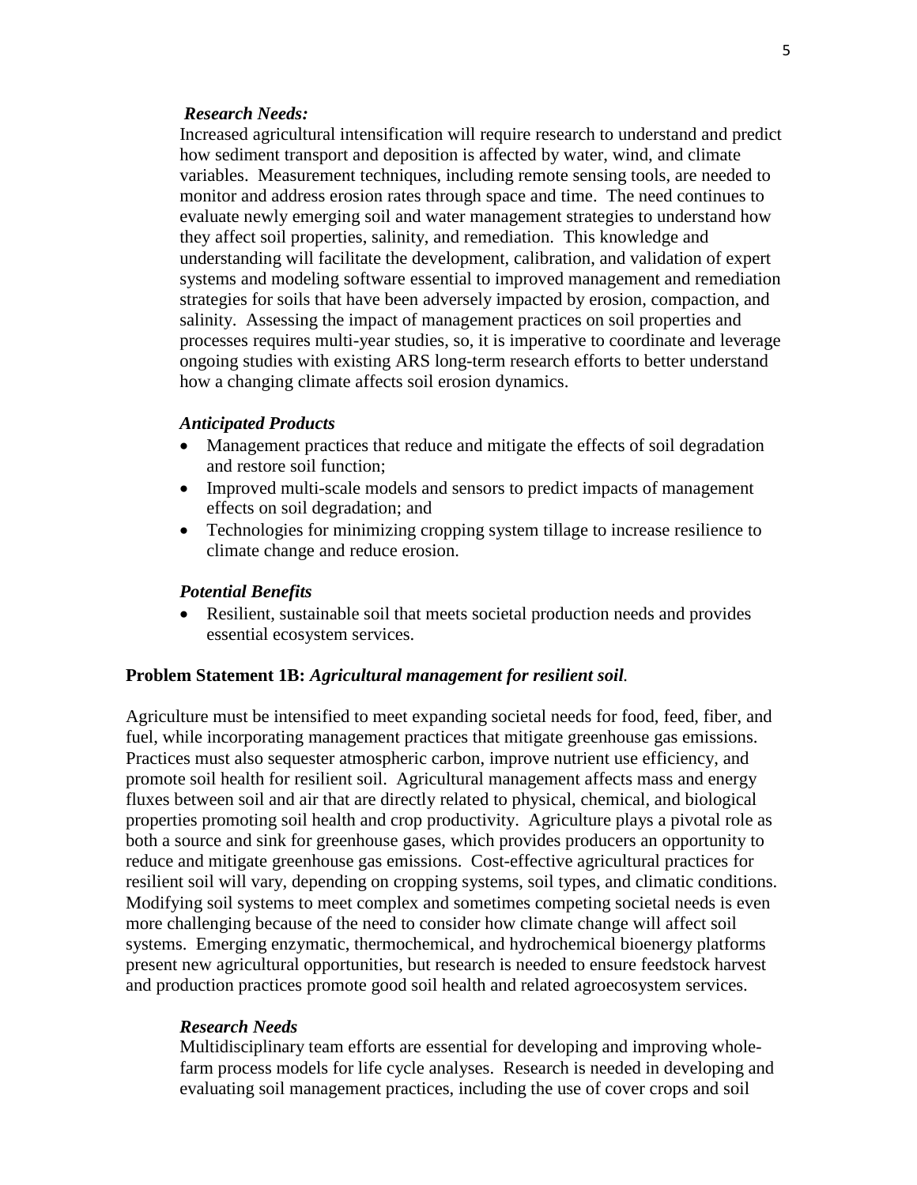*Research Needs:*

Increased agricultural intensification will require research to understand and predict how sediment transport and deposition is affected by water, wind, and climate variables. Measurement techniques, including remote sensing tools, are needed to monitor and address erosion rates through space and time. The need continues to evaluate newly emerging soil and water management strategies to understand how they affect soil properties, salinity, and remediation. This knowledge and understanding will facilitate the development, calibration, and validation of expert systems and modeling software essential to improved management and remediation strategies for soils that have been adversely impacted by erosion, compaction, and salinity. Assessing the impact of management practices on soil properties and processes requires multi-year studies, so, it is imperative to coordinate and leverage ongoing studies with existing ARS long-term research efforts to better understand how a changing climate affects soil erosion dynamics.

*Anticipated Products*

- Management practices that reduce and mitigate the effects of soil degradation and restore soil function;
- Improved multi-scale models and sensors to predict impacts of management effects on soil degradation; and
- Technologies for minimizing cropping system tillage to increase resilience to climate change and reduce erosion.

*Potential Benefits*

- Resilient, sustainable soil that meets societal production needs and provides essential ecosystem services.

**Problem Statement 1B:** ***Agricultural management for resilient soil*.**

Agriculture must be intensified to meet expanding societal needs for food, feed, fiber, and fuel, while incorporating management practices that mitigate greenhouse gas emissions. Practices must also sequester atmospheric carbon, improve nutrient use efficiency, and promote soil health for resilient soil. Agricultural management affects mass and energy fluxes between soil and air that are directly related to physical, chemical, and biological properties promoting soil health and crop productivity. Agriculture plays a pivotal role as both a source and sink for greenhouse gases, which provides producers an opportunity to reduce and mitigate greenhouse gas emissions. Cost-effective agricultural practices for resilient soil will vary, depending on cropping systems, soil types, and climatic conditions. Modifying soil systems to meet complex and sometimes competing societal needs is even more challenging because of the need to consider how climate change will affect soil systems. Emerging enzymatic, thermochemical, and hydrochemical bioenergy platforms present new agricultural opportunities, but research is needed to ensure feedstock harvest and production practices promote good soil health and related agroecosystem services.

*Research Needs*

Multidisciplinary team efforts are essential for developing and improving whole-farm process models for life cycle analyses. Research is needed in developing and evaluating soil management practices, including the use of cover crops and soil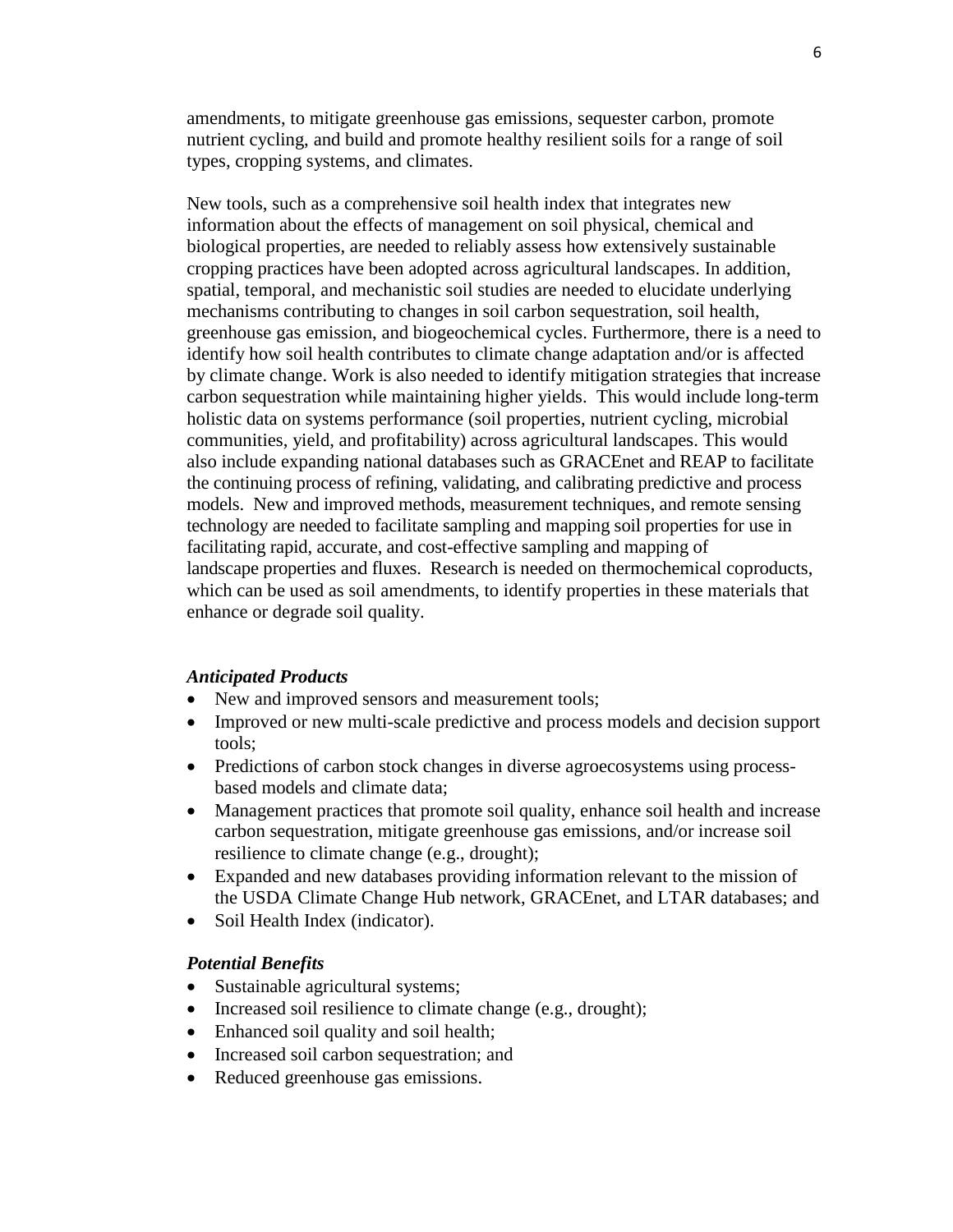amendments, to mitigate greenhouse gas emissions, sequester carbon, promote nutrient cycling, and build and promote healthy resilient soils for a range of soil types, cropping systems, and climates.

New tools, such as a comprehensive soil health index that integrates new information about the effects of management on soil physical, chemical and biological properties, are needed to reliably assess how extensively sustainable cropping practices have been adopted across agricultural landscapes. In addition, spatial, temporal, and mechanistic soil studies are needed to elucidate underlying mechanisms contributing to changes in soil carbon sequestration, soil health, greenhouse gas emission, and biogeochemical cycles. Furthermore, there is a need to identify how soil health contributes to climate change adaptation and/or is affected by climate change. Work is also needed to identify mitigation strategies that increase carbon sequestration while maintaining higher yields. This would include long-term holistic data on systems performance (soil properties, nutrient cycling, microbial communities, yield, and profitability) across agricultural landscapes. This would also include expanding national databases such as GRACEnet and REAP to facilitate the continuing process of refining, validating, and calibrating predictive and process models. New and improved methods, measurement techniques, and remote sensing technology are needed to facilitate sampling and mapping soil properties for use in facilitating rapid, accurate, and cost-effective sampling and mapping of landscape properties and fluxes. Research is needed on thermochemical coproducts, which can be used as soil amendments, to identify properties in these materials that enhance or degrade soil quality.

***Anticipated Products***

- New and improved sensors and measurement tools;
- Improved or new multi-scale predictive and process models and decision support tools;
- Predictions of carbon stock changes in diverse agroecosystems using process-based models and climate data;
- Management practices that promote soil quality, enhance soil health and increase carbon sequestration, mitigate greenhouse gas emissions, and/or increase soil resilience to climate change (e.g., drought);
- Expanded and new databases providing information relevant to the mission of the USDA Climate Change Hub network, GRACEnet, and LTAR databases; and
- Soil Health Index (indicator).

***Potential Benefits***

- Sustainable agricultural systems;
- Increased soil resilience to climate change (e.g., drought);
- Enhanced soil quality and soil health;
- Increased soil carbon sequestration; and
- Reduced greenhouse gas emissions.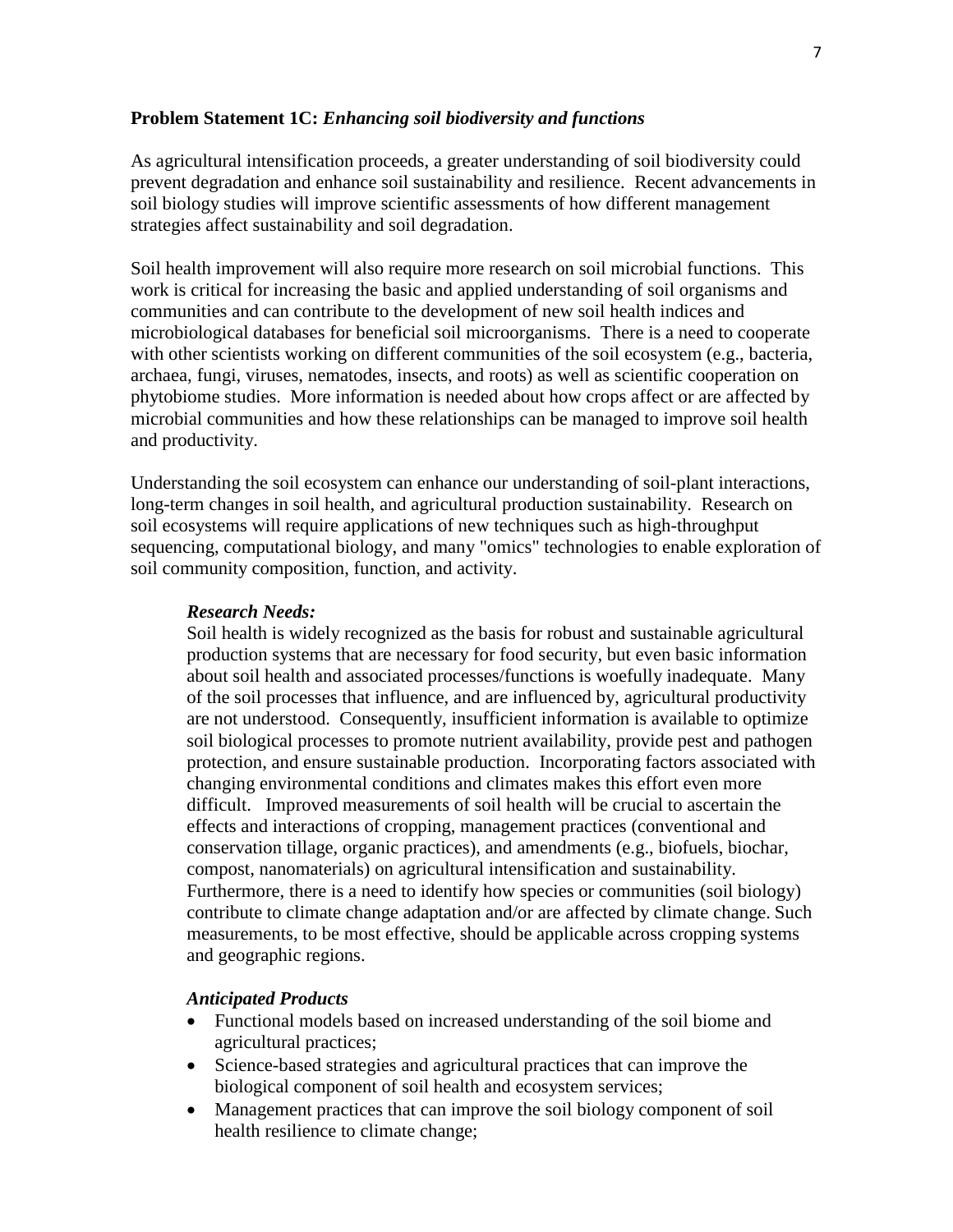**Problem Statement 1C:** ***Enhancing soil biodiversity and functions***

As agricultural intensification proceeds, a greater understanding of soil biodiversity could prevent degradation and enhance soil sustainability and resilience. Recent advancements in soil biology studies will improve scientific assessments of how different management strategies affect sustainability and soil degradation.

Soil health improvement will also require more research on soil microbial functions. This work is critical for increasing the basic and applied understanding of soil organisms and communities and can contribute to the development of new soil health indices and microbiological databases for beneficial soil microorganisms. There is a need to cooperate with other scientists working on different communities of the soil ecosystem (e.g., bacteria, archaea, fungi, viruses, nematodes, insects, and roots) as well as scientific cooperation on phytobiome studies. More information is needed about how crops affect or are affected by microbial communities and how these relationships can be managed to improve soil health and productivity.

Understanding the soil ecosystem can enhance our understanding of soil-plant interactions, long-term changes in soil health, and agricultural production sustainability. Research on soil ecosystems will require applications of new techniques such as high-throughput sequencing, computational biology, and many "omics" technologies to enable exploration of soil community composition, function, and activity.

***Research Needs:***

Soil health is widely recognized as the basis for robust and sustainable agricultural production systems that are necessary for food security, but even basic information about soil health and associated processes/functions is woefully inadequate. Many of the soil processes that influence, and are influenced by, agricultural productivity are not understood. Consequently, insufficient information is available to optimize soil biological processes to promote nutrient availability, provide pest and pathogen protection, and ensure sustainable production. Incorporating factors associated with changing environmental conditions and climates makes this effort even more difficult. Improved measurements of soil health will be crucial to ascertain the effects and interactions of cropping, management practices (conventional and conservation tillage, organic practices), and amendments (e.g., biofuels, biochar, compost, nanomaterials) on agricultural intensification and sustainability. Furthermore, there is a need to identify how species or communities (soil biology) contribute to climate change adaptation and/or are affected by climate change. Such measurements, to be most effective, should be applicable across cropping systems and geographic regions.

***Anticipated Products***

- Functional models based on increased understanding of the soil biome and agricultural practices;
- Science-based strategies and agricultural practices that can improve the biological component of soil health and ecosystem services;
- Management practices that can improve the soil biology component of soil health resilience to climate change;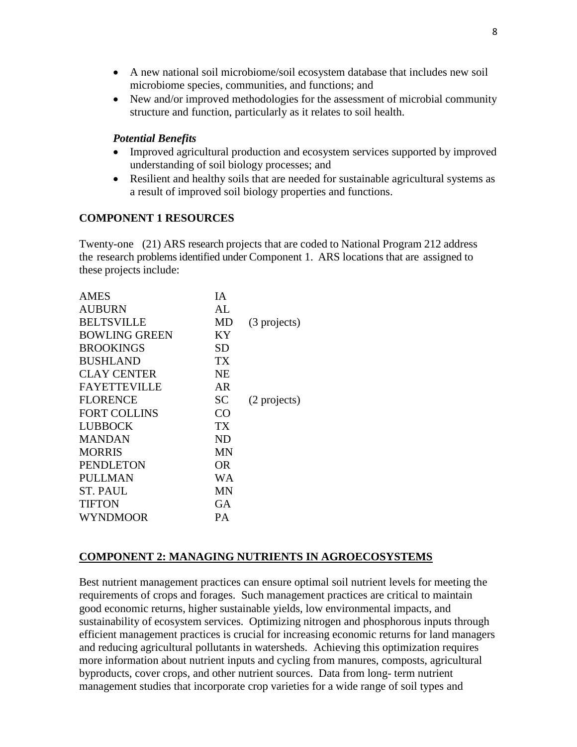- A new national soil microbiome/soil ecosystem database that includes new soil microbiome species, communities, and functions; and
- New and/or improved methodologies for the assessment of microbial community structure and function, particularly as it relates to soil health.

***Potential Benefits***

- Improved agricultural production and ecosystem services supported by improved understanding of soil biology processes; and
- Resilient and healthy soils that are needed for sustainable agricultural systems as a result of improved soil biology properties and functions.

**COMPONENT 1 RESOURCES**

Twenty-one (21) ARS research projects that are coded to National Program 212 address the research problems identified under Component 1. ARS locations that are assigned to these projects include:

| | | |
|---|---|---|
| AMES | IA | |
| AUBURN | AL | |
| BELTSVILLE | MD | (3 projects) |
| BOWLING GREEN | KY | |
| BROOKINGS | SD | |
| BUSHLAND | TX | |
| CLAY CENTER | NE | |
| FAYETTEVILLE | AR | |
| FLORENCE | SC | (2 projects) |
| FORT COLLINS | CO | |
| LUBBOCK | TX | |
| MANDAN | ND | |
| MORRIS | MN | |
| PENDLETON | OR | |
| PULLMAN | WA | |
| ST. PAUL | MN | |
| TIFTON | GA | |
| WYNDMOOR | PA | |

## COMPONENT 2: MANAGING NUTRIENTS IN AGROECOSYSTEMS

Best nutrient management practices can ensure optimal soil nutrient levels for meeting the requirements of crops and forages. Such management practices are critical to maintain good economic returns, higher sustainable yields, low environmental impacts, and sustainability of ecosystem services. Optimizing nitrogen and phosphorous inputs through efficient management practices is crucial for increasing economic returns for land managers and reducing agricultural pollutants in watersheds. Achieving this optimization requires more information about nutrient inputs and cycling from manures, composts, agricultural byproducts, cover crops, and other nutrient sources. Data from long- term nutrient management studies that incorporate crop varieties for a wide range of soil types and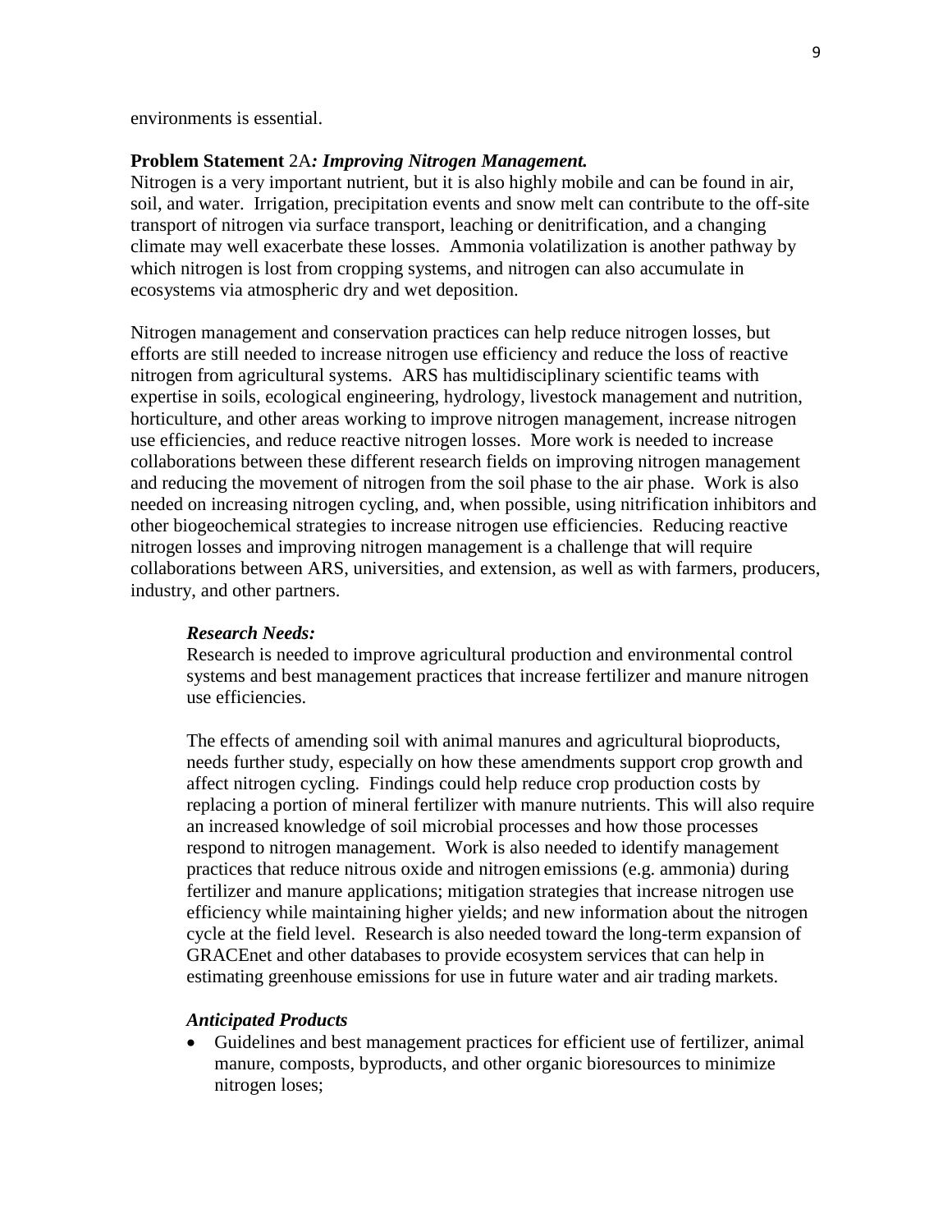environments is essential.

**Problem Statement** 2A***: Improving Nitrogen Management.***
Nitrogen is a very important nutrient, but it is also highly mobile and can be found in air, soil, and water. Irrigation, precipitation events and snow melt can contribute to the off-site transport of nitrogen via surface transport, leaching or denitrification, and a changing climate may well exacerbate these losses. Ammonia volatilization is another pathway by which nitrogen is lost from cropping systems, and nitrogen can also accumulate in ecosystems via atmospheric dry and wet deposition.

Nitrogen management and conservation practices can help reduce nitrogen losses, but efforts are still needed to increase nitrogen use efficiency and reduce the loss of reactive nitrogen from agricultural systems. ARS has multidisciplinary scientific teams with expertise in soils, ecological engineering, hydrology, livestock management and nutrition, horticulture, and other areas working to improve nitrogen management, increase nitrogen use efficiencies, and reduce reactive nitrogen losses. More work is needed to increase collaborations between these different research fields on improving nitrogen management and reducing the movement of nitrogen from the soil phase to the air phase. Work is also needed on increasing nitrogen cycling, and, when possible, using nitrification inhibitors and other biogeochemical strategies to increase nitrogen use efficiencies. Reducing reactive nitrogen losses and improving nitrogen management is a challenge that will require collaborations between ARS, universities, and extension, as well as with farmers, producers, industry, and other partners.

***Research Needs:***
Research is needed to improve agricultural production and environmental control systems and best management practices that increase fertilizer and manure nitrogen use efficiencies.

The effects of amending soil with animal manures and agricultural bioproducts, needs further study, especially on how these amendments support crop growth and affect nitrogen cycling. Findings could help reduce crop production costs by replacing a portion of mineral fertilizer with manure nutrients. This will also require an increased knowledge of soil microbial processes and how those processes respond to nitrogen management. Work is also needed to identify management practices that reduce nitrous oxide and nitrogen emissions (e.g. ammonia) during fertilizer and manure applications; mitigation strategies that increase nitrogen use efficiency while maintaining higher yields; and new information about the nitrogen cycle at the field level. Research is also needed toward the long-term expansion of GRACEnet and other databases to provide ecosystem services that can help in estimating greenhouse emissions for use in future water and air trading markets.

***Anticipated Products***

- Guidelines and best management practices for efficient use of fertilizer, animal manure, composts, byproducts, and other organic bioresources to minimize nitrogen loses;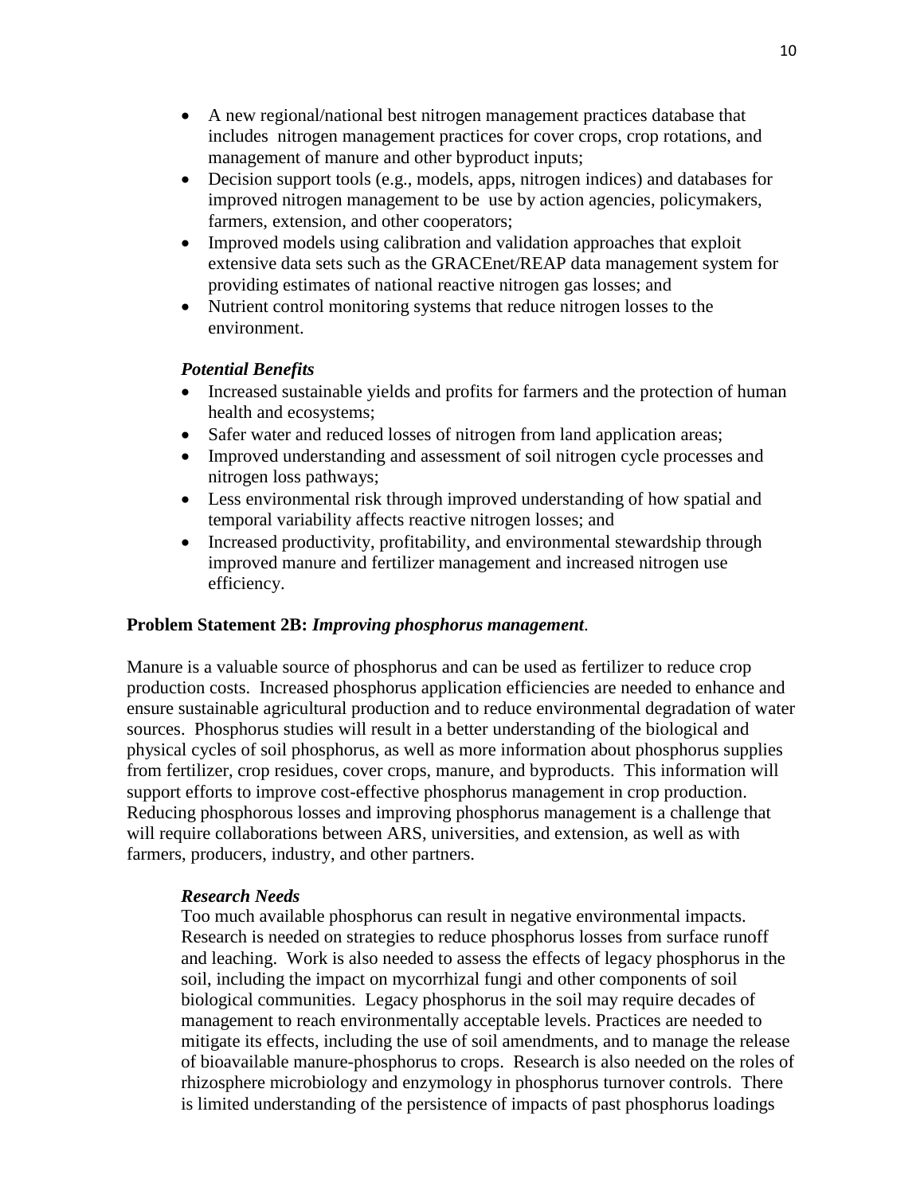- A new regional/national best nitrogen management practices database that includes nitrogen management practices for cover crops, crop rotations, and management of manure and other byproduct inputs;
- Decision support tools (e.g., models, apps, nitrogen indices) and databases for improved nitrogen management to be use by action agencies, policymakers, farmers, extension, and other cooperators;
- Improved models using calibration and validation approaches that exploit extensive data sets such as the GRACEnet/REAP data management system for providing estimates of national reactive nitrogen gas losses; and
- Nutrient control monitoring systems that reduce nitrogen losses to the environment.

***Potential Benefits***

- Increased sustainable yields and profits for farmers and the protection of human health and ecosystems;
- Safer water and reduced losses of nitrogen from land application areas;
- Improved understanding and assessment of soil nitrogen cycle processes and nitrogen loss pathways;
- Less environmental risk through improved understanding of how spatial and temporal variability affects reactive nitrogen losses; and
- Increased productivity, profitability, and environmental stewardship through improved manure and fertilizer management and increased nitrogen use efficiency.

**Problem Statement 2B:** ***Improving phosphorus management.***

Manure is a valuable source of phosphorus and can be used as fertilizer to reduce crop production costs. Increased phosphorus application efficiencies are needed to enhance and ensure sustainable agricultural production and to reduce environmental degradation of water sources. Phosphorus studies will result in a better understanding of the biological and physical cycles of soil phosphorus, as well as more information about phosphorus supplies from fertilizer, crop residues, cover crops, manure, and byproducts. This information will support efforts to improve cost-effective phosphorus management in crop production. Reducing phosphorous losses and improving phosphorus management is a challenge that will require collaborations between ARS, universities, and extension, as well as with farmers, producers, industry, and other partners.

***Research Needs***

Too much available phosphorus can result in negative environmental impacts. Research is needed on strategies to reduce phosphorus losses from surface runoff and leaching. Work is also needed to assess the effects of legacy phosphorus in the soil, including the impact on mycorrhizal fungi and other components of soil biological communities. Legacy phosphorus in the soil may require decades of management to reach environmentally acceptable levels. Practices are needed to mitigate its effects, including the use of soil amendments, and to manage the release of bioavailable manure-phosphorus to crops. Research is also needed on the roles of rhizosphere microbiology and enzymology in phosphorus turnover controls. There is limited understanding of the persistence of impacts of past phosphorus loadings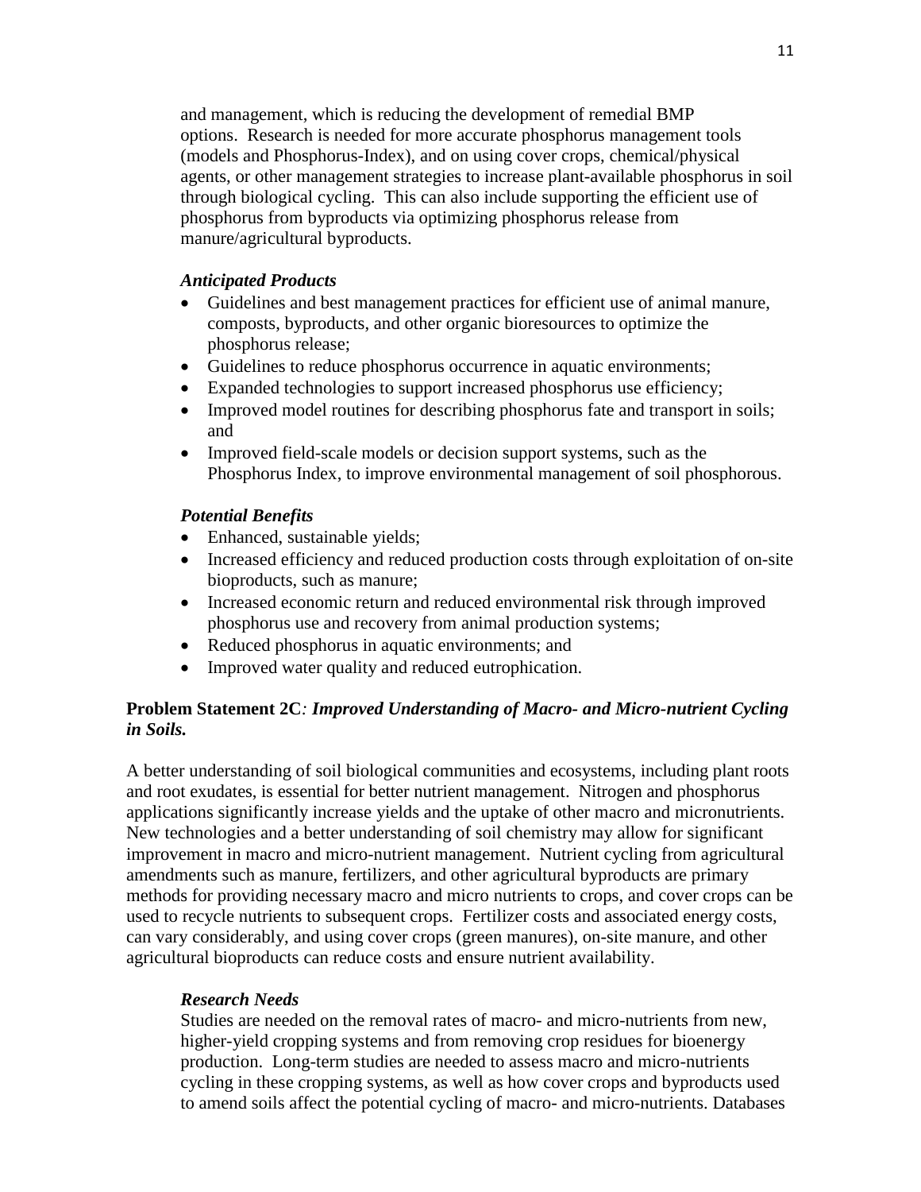and management, which is reducing the development of remedial BMP options. Research is needed for more accurate phosphorus management tools (models and Phosphorus-Index), and on using cover crops, chemical/physical agents, or other management strategies to increase plant-available phosphorus in soil through biological cycling. This can also include supporting the efficient use of phosphorus from byproducts via optimizing phosphorus release from manure/agricultural byproducts.

***Anticipated Products***

- Guidelines and best management practices for efficient use of animal manure, composts, byproducts, and other organic bioresources to optimize the phosphorus release;
- Guidelines to reduce phosphorus occurrence in aquatic environments;
- Expanded technologies to support increased phosphorus use efficiency;
- Improved model routines for describing phosphorus fate and transport in soils; and
- Improved field-scale models or decision support systems, such as the Phosphorus Index, to improve environmental management of soil phosphorous.

***Potential Benefits***

- Enhanced, sustainable yields;
- Increased efficiency and reduced production costs through exploitation of on-site bioproducts, such as manure;
- Increased economic return and reduced environmental risk through improved phosphorus use and recovery from animal production systems;
- Reduced phosphorus in aquatic environments; and
- Improved water quality and reduced eutrophication.

**Problem Statement 2C***: Improved Understanding of Macro- and Micro-nutrient Cycling in Soils.*

A better understanding of soil biological communities and ecosystems, including plant roots and root exudates, is essential for better nutrient management. Nitrogen and phosphorus applications significantly increase yields and the uptake of other macro and micronutrients. New technologies and a better understanding of soil chemistry may allow for significant improvement in macro and micro-nutrient management. Nutrient cycling from agricultural amendments such as manure, fertilizers, and other agricultural byproducts are primary methods for providing necessary macro and micro nutrients to crops, and cover crops can be used to recycle nutrients to subsequent crops. Fertilizer costs and associated energy costs, can vary considerably, and using cover crops (green manures), on-site manure, and other agricultural bioproducts can reduce costs and ensure nutrient availability.

***Research Needs***

Studies are needed on the removal rates of macro- and micro-nutrients from new, higher-yield cropping systems and from removing crop residues for bioenergy production. Long-term studies are needed to assess macro and micro-nutrients cycling in these cropping systems, as well as how cover crops and byproducts used to amend soils affect the potential cycling of macro- and micro-nutrients. Databases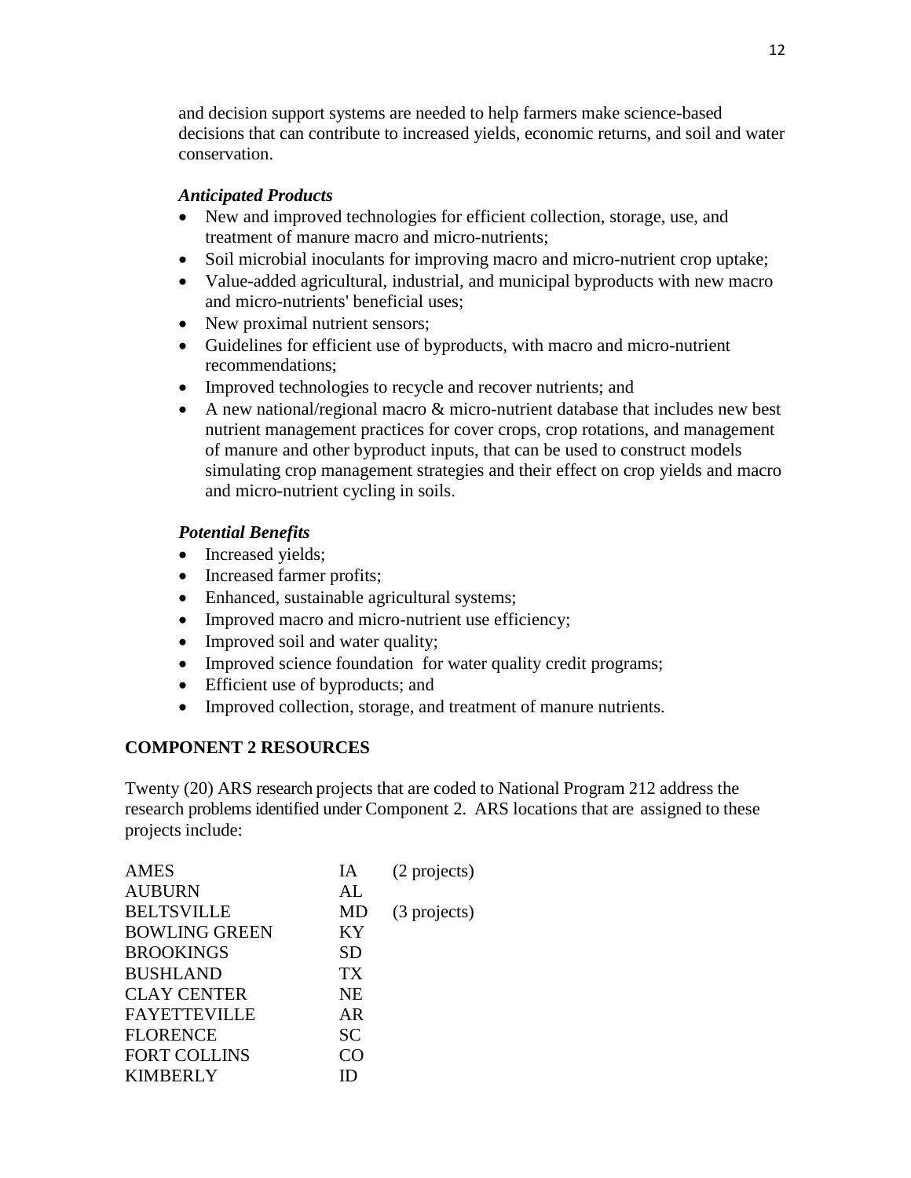and decision support systems are needed to help farmers make science-based decisions that can contribute to increased yields, economic returns, and soil and water conservation.

***Anticipated Products***

- New and improved technologies for efficient collection, storage, use, and treatment of manure macro and micro-nutrients;
- Soil microbial inoculants for improving macro and micro-nutrient crop uptake;
- Value-added agricultural, industrial, and municipal byproducts with new macro and micro-nutrients' beneficial uses;
- New proximal nutrient sensors;
- Guidelines for efficient use of byproducts, with macro and micro-nutrient recommendations;
- Improved technologies to recycle and recover nutrients; and
- A new national/regional macro & micro-nutrient database that includes new best nutrient management practices for cover crops, crop rotations, and management of manure and other byproduct inputs, that can be used to construct models simulating crop management strategies and their effect on crop yields and macro and micro-nutrient cycling in soils.

***Potential Benefits***

- Increased yields;
- Increased farmer profits;
- Enhanced, sustainable agricultural systems;
- Improved macro and micro-nutrient use efficiency;
- Improved soil and water quality;
- Improved science foundation for water quality credit programs;
- Efficient use of byproducts; and
- Improved collection, storage, and treatment of manure nutrients.

**COMPONENT 2 RESOURCES**

Twenty (20) ARS research projects that are coded to National Program 212 address the research problems identified under Component 2. ARS locations that are assigned to these projects include:

| | | |
|---|---|---|
| AMES | IA | (2 projects) |
| AUBURN | AL | |
| BELTSVILLE | MD | (3 projects) |
| BOWLING GREEN | KY | |
| BROOKINGS | SD | |
| BUSHLAND | TX | |
| CLAY CENTER | NE | |
| FAYETTEVILLE | AR | |
| FLORENCE | SC | |
| FORT COLLINS | CO | |
| KIMBERLY | ID | |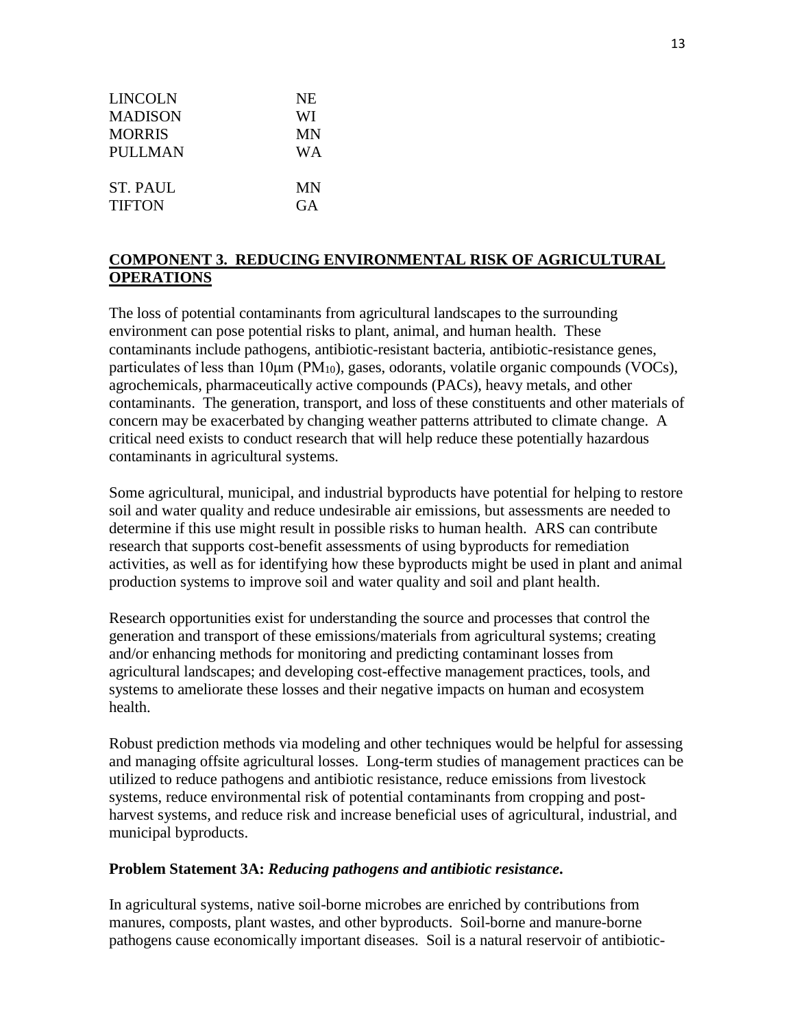| | |
|---|---|
| LINCOLN | NE |
| MADISON | WI |
| MORRIS | MN |
| PULLMAN | WA |
| | |
| ST. PAUL | MN |
| TIFTON | GA |

## COMPONENT 3. REDUCING ENVIRONMENTAL RISK OF AGRICULTURAL OPERATIONS

The loss of potential contaminants from agricultural landscapes to the surrounding environment can pose potential risks to plant, animal, and human health. These contaminants include pathogens, antibiotic-resistant bacteria, antibiotic-resistance genes, particulates of less than 10μm ($PM_{10}$), gases, odorants, volatile organic compounds (VOCs), agrochemicals, pharmaceutically active compounds (PACs), heavy metals, and other contaminants. The generation, transport, and loss of these constituents and other materials of concern may be exacerbated by changing weather patterns attributed to climate change. A critical need exists to conduct research that will help reduce these potentially hazardous contaminants in agricultural systems.

Some agricultural, municipal, and industrial byproducts have potential for helping to restore soil and water quality and reduce undesirable air emissions, but assessments are needed to determine if this use might result in possible risks to human health. ARS can contribute research that supports cost-benefit assessments of using byproducts for remediation activities, as well as for identifying how these byproducts might be used in plant and animal production systems to improve soil and water quality and soil and plant health.

Research opportunities exist for understanding the source and processes that control the generation and transport of these emissions/materials from agricultural systems; creating and/or enhancing methods for monitoring and predicting contaminant losses from agricultural landscapes; and developing cost-effective management practices, tools, and systems to ameliorate these losses and their negative impacts on human and ecosystem health.

Robust prediction methods via modeling and other techniques would be helpful for assessing and managing offsite agricultural losses. Long-term studies of management practices can be utilized to reduce pathogens and antibiotic resistance, reduce emissions from livestock systems, reduce environmental risk of potential contaminants from cropping and post-harvest systems, and reduce risk and increase beneficial uses of agricultural, industrial, and municipal byproducts.

**Problem Statement 3A:** ***Reducing pathogens and antibiotic resistance*.**

In agricultural systems, native soil-borne microbes are enriched by contributions from manures, composts, plant wastes, and other byproducts. Soil-borne and manure-borne pathogens cause economically important diseases. Soil is a natural reservoir of antibiotic-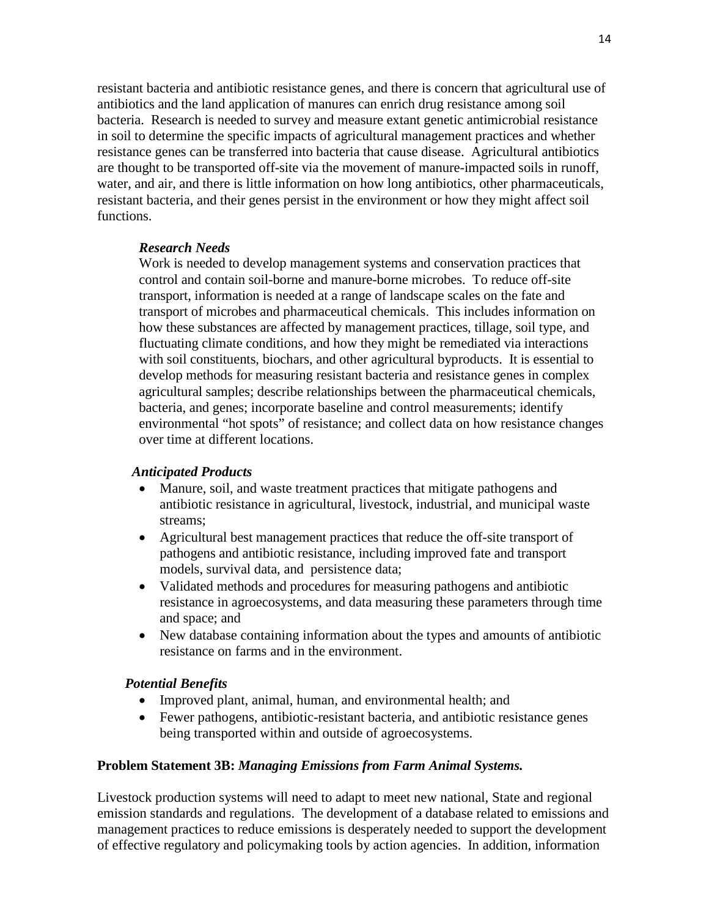resistant bacteria and antibiotic resistance genes, and there is concern that agricultural use of antibiotics and the land application of manures can enrich drug resistance among soil bacteria. Research is needed to survey and measure extant genetic antimicrobial resistance in soil to determine the specific impacts of agricultural management practices and whether resistance genes can be transferred into bacteria that cause disease. Agricultural antibiotics are thought to be transported off-site via the movement of manure-impacted soils in runoff, water, and air, and there is little information on how long antibiotics, other pharmaceuticals, resistant bacteria, and their genes persist in the environment or how they might affect soil functions.

***Research Needs***

Work is needed to develop management systems and conservation practices that control and contain soil-borne and manure-borne microbes. To reduce off-site transport, information is needed at a range of landscape scales on the fate and transport of microbes and pharmaceutical chemicals. This includes information on how these substances are affected by management practices, tillage, soil type, and fluctuating climate conditions, and how they might be remediated via interactions with soil constituents, biochars, and other agricultural byproducts. It is essential to develop methods for measuring resistant bacteria and resistance genes in complex agricultural samples; describe relationships between the pharmaceutical chemicals, bacteria, and genes; incorporate baseline and control measurements; identify environmental "hot spots" of resistance; and collect data on how resistance changes over time at different locations.

***Anticipated Products***

- Manure, soil, and waste treatment practices that mitigate pathogens and antibiotic resistance in agricultural, livestock, industrial, and municipal waste streams;
- Agricultural best management practices that reduce the off-site transport of pathogens and antibiotic resistance, including improved fate and transport models, survival data, and persistence data;
- Validated methods and procedures for measuring pathogens and antibiotic resistance in agroecosystems, and data measuring these parameters through time and space; and
- New database containing information about the types and amounts of antibiotic resistance on farms and in the environment.

***Potential Benefits***

- Improved plant, animal, human, and environmental health; and
- Fewer pathogens, antibiotic-resistant bacteria, and antibiotic resistance genes being transported within and outside of agroecosystems.

**Problem Statement 3B:** ***Managing Emissions from Farm Animal Systems.***

Livestock production systems will need to adapt to meet new national, State and regional emission standards and regulations. The development of a database related to emissions and management practices to reduce emissions is desperately needed to support the development of effective regulatory and policymaking tools by action agencies. In addition, information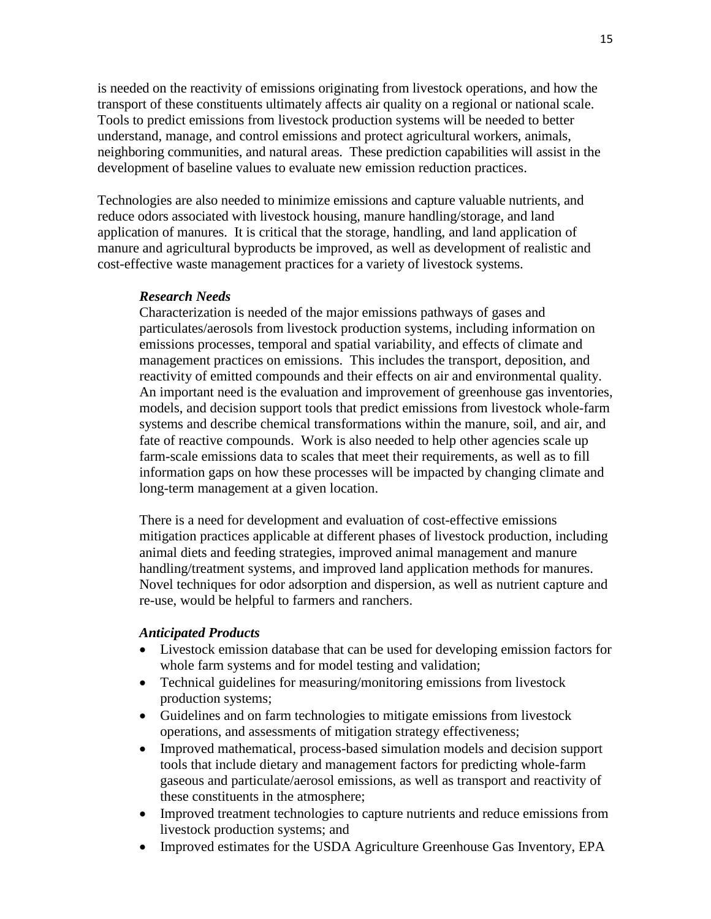is needed on the reactivity of emissions originating from livestock operations, and how the transport of these constituents ultimately affects air quality on a regional or national scale. Tools to predict emissions from livestock production systems will be needed to better understand, manage, and control emissions and protect agricultural workers, animals, neighboring communities, and natural areas. These prediction capabilities will assist in the development of baseline values to evaluate new emission reduction practices.

Technologies are also needed to minimize emissions and capture valuable nutrients, and reduce odors associated with livestock housing, manure handling/storage, and land application of manures. It is critical that the storage, handling, and land application of manure and agricultural byproducts be improved, as well as development of realistic and cost-effective waste management practices for a variety of livestock systems.

***Research Needs***

Characterization is needed of the major emissions pathways of gases and particulates/aerosols from livestock production systems, including information on emissions processes, temporal and spatial variability, and effects of climate and management practices on emissions. This includes the transport, deposition, and reactivity of emitted compounds and their effects on air and environmental quality. An important need is the evaluation and improvement of greenhouse gas inventories, models, and decision support tools that predict emissions from livestock whole-farm systems and describe chemical transformations within the manure, soil, and air, and fate of reactive compounds. Work is also needed to help other agencies scale up farm-scale emissions data to scales that meet their requirements, as well as to fill information gaps on how these processes will be impacted by changing climate and long-term management at a given location.

There is a need for development and evaluation of cost-effective emissions mitigation practices applicable at different phases of livestock production, including animal diets and feeding strategies, improved animal management and manure handling/treatment systems, and improved land application methods for manures. Novel techniques for odor adsorption and dispersion, as well as nutrient capture and re-use, would be helpful to farmers and ranchers.

***Anticipated Products***

- Livestock emission database that can be used for developing emission factors for whole farm systems and for model testing and validation;
- Technical guidelines for measuring/monitoring emissions from livestock production systems;
- Guidelines and on farm technologies to mitigate emissions from livestock operations, and assessments of mitigation strategy effectiveness;
- Improved mathematical, process-based simulation models and decision support tools that include dietary and management factors for predicting whole-farm gaseous and particulate/aerosol emissions, as well as transport and reactivity of these constituents in the atmosphere;
- Improved treatment technologies to capture nutrients and reduce emissions from livestock production systems; and
- Improved estimates for the USDA Agriculture Greenhouse Gas Inventory, EPA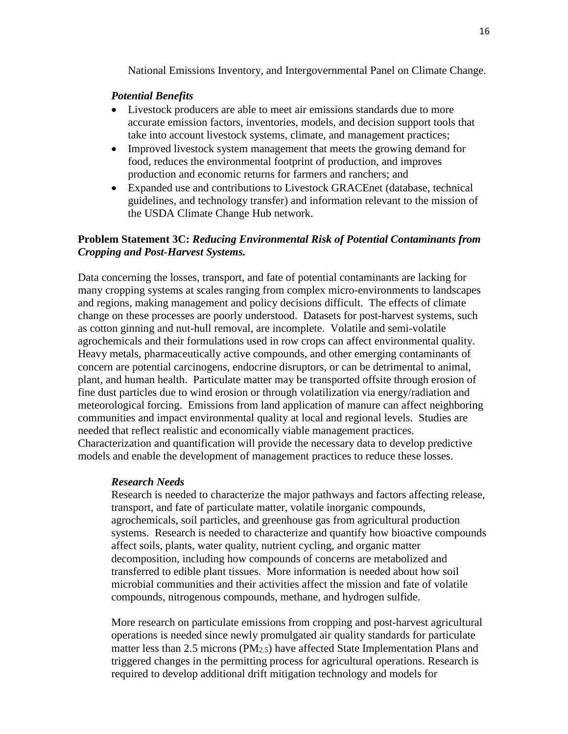National Emissions Inventory, and Intergovernmental Panel on Climate Change.

*Potential Benefits*

- Livestock producers are able to meet air emissions standards due to more accurate emission factors, inventories, models, and decision support tools that take into account livestock systems, climate, and management practices;
- Improved livestock system management that meets the growing demand for food, reduces the environmental footprint of production, and improves production and economic returns for farmers and ranchers; and
- Expanded use and contributions to Livestock GRACEnet (database, technical guidelines, and technology transfer) and information relevant to the mission of the USDA Climate Change Hub network.

**Problem Statement 3C: *Reducing Environmental Risk of Potential Contaminants from Cropping and Post-Harvest Systems.***

Data concerning the losses, transport, and fate of potential contaminants are lacking for many cropping systems at scales ranging from complex micro-environments to landscapes and regions, making management and policy decisions difficult. The effects of climate change on these processes are poorly understood. Datasets for post-harvest systems, such as cotton ginning and nut-hull removal, are incomplete. Volatile and semi-volatile agrochemicals and their formulations used in row crops can affect environmental quality. Heavy metals, pharmaceutically active compounds, and other emerging contaminants of concern are potential carcinogens, endocrine disruptors, or can be detrimental to animal, plant, and human health. Particulate matter may be transported offsite through erosion of fine dust particles due to wind erosion or through volatilization via energy/radiation and meteorological forcing. Emissions from land application of manure can affect neighboring communities and impact environmental quality at local and regional levels. Studies are needed that reflect realistic and economically viable management practices. Characterization and quantification will provide the necessary data to develop predictive models and enable the development of management practices to reduce these losses.

*Research Needs*

Research is needed to characterize the major pathways and factors affecting release, transport, and fate of particulate matter, volatile inorganic compounds, agrochemicals, soil particles, and greenhouse gas from agricultural production systems. Research is needed to characterize and quantify how bioactive compounds affect soils, plants, water quality, nutrient cycling, and organic matter decomposition, including how compounds of concerns are metabolized and transferred to edible plant tissues. More information is needed about how soil microbial communities and their activities affect the mission and fate of volatile compounds, nitrogenous compounds, methane, and hydrogen sulfide.

More research on particulate emissions from cropping and post-harvest agricultural operations is needed since newly promulgated air quality standards for particulate matter less than 2.5 microns ($PM_{2.5}$) have affected State Implementation Plans and triggered changes in the permitting process for agricultural operations. Research is required to develop additional drift mitigation technology and models for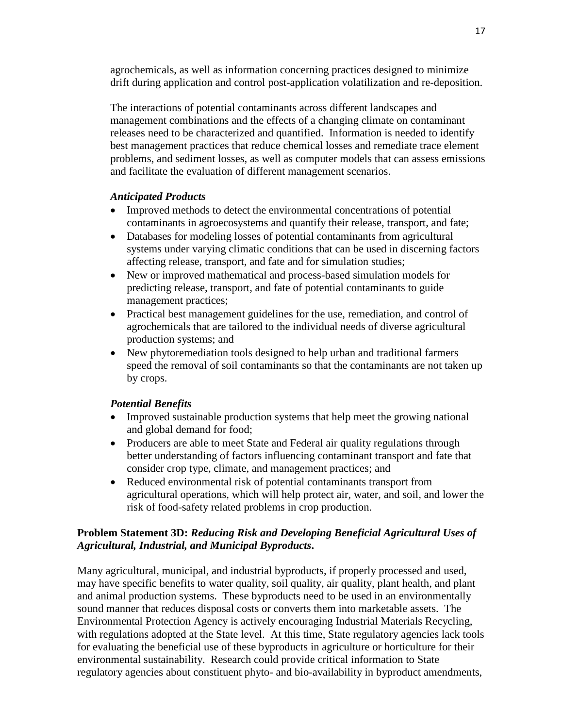agrochemicals, as well as information concerning practices designed to minimize drift during application and control post-application volatilization and re-deposition.

The interactions of potential contaminants across different landscapes and management combinations and the effects of a changing climate on contaminant releases need to be characterized and quantified. Information is needed to identify best management practices that reduce chemical losses and remediate trace element problems, and sediment losses, as well as computer models that can assess emissions and facilitate the evaluation of different management scenarios.

***Anticipated Products***

- Improved methods to detect the environmental concentrations of potential contaminants in agroecosystems and quantify their release, transport, and fate;
- Databases for modeling losses of potential contaminants from agricultural systems under varying climatic conditions that can be used in discerning factors affecting release, transport, and fate and for simulation studies;
- New or improved mathematical and process-based simulation models for predicting release, transport, and fate of potential contaminants to guide management practices;
- Practical best management guidelines for the use, remediation, and control of agrochemicals that are tailored to the individual needs of diverse agricultural production systems; and
- New phytoremediation tools designed to help urban and traditional farmers speed the removal of soil contaminants so that the contaminants are not taken up by crops.

***Potential Benefits***

- Improved sustainable production systems that help meet the growing national and global demand for food;
- Producers are able to meet State and Federal air quality regulations through better understanding of factors influencing contaminant transport and fate that consider crop type, climate, and management practices; and
- Reduced environmental risk of potential contaminants transport from agricultural operations, which will help protect air, water, and soil, and lower the risk of food-safety related problems in crop production.

**Problem Statement 3D:** ***Reducing Risk and Developing Beneficial Agricultural Uses of Agricultural, Industrial, and Municipal Byproducts*.**

Many agricultural, municipal, and industrial byproducts, if properly processed and used, may have specific benefits to water quality, soil quality, air quality, plant health, and plant and animal production systems. These byproducts need to be used in an environmentally sound manner that reduces disposal costs or converts them into marketable assets. The Environmental Protection Agency is actively encouraging Industrial Materials Recycling, with regulations adopted at the State level. At this time, State regulatory agencies lack tools for evaluating the beneficial use of these byproducts in agriculture or horticulture for their environmental sustainability. Research could provide critical information to State regulatory agencies about constituent phyto- and bio-availability in byproduct amendments,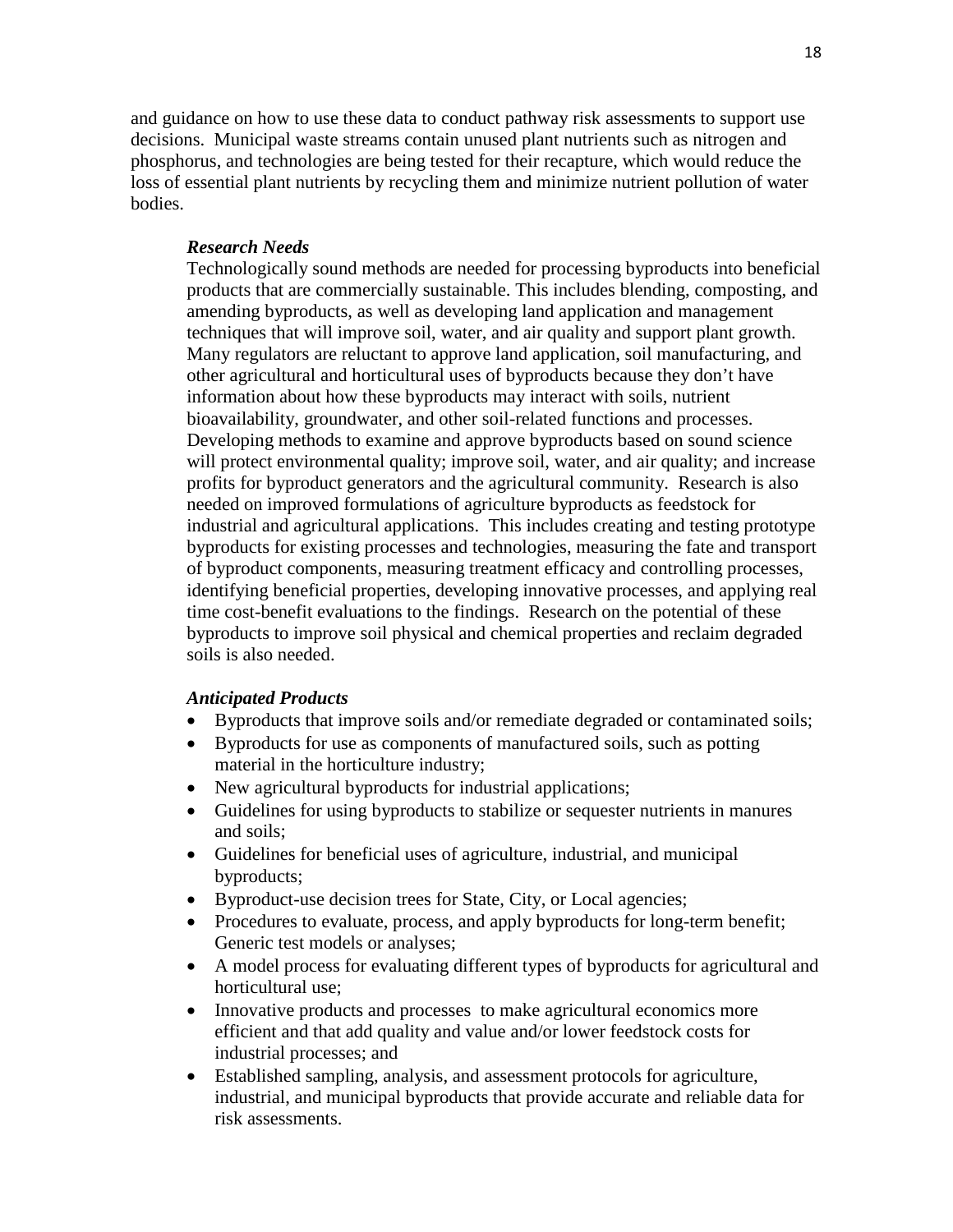and guidance on how to use these data to conduct pathway risk assessments to support use decisions. Municipal waste streams contain unused plant nutrients such as nitrogen and phosphorus, and technologies are being tested for their recapture, which would reduce the loss of essential plant nutrients by recycling them and minimize nutrient pollution of water bodies.

***Research Needs***

Technologically sound methods are needed for processing byproducts into beneficial products that are commercially sustainable. This includes blending, composting, and amending byproducts, as well as developing land application and management techniques that will improve soil, water, and air quality and support plant growth. Many regulators are reluctant to approve land application, soil manufacturing, and other agricultural and horticultural uses of byproducts because they don't have information about how these byproducts may interact with soils, nutrient bioavailability, groundwater, and other soil-related functions and processes. Developing methods to examine and approve byproducts based on sound science will protect environmental quality; improve soil, water, and air quality; and increase profits for byproduct generators and the agricultural community. Research is also needed on improved formulations of agriculture byproducts as feedstock for industrial and agricultural applications. This includes creating and testing prototype byproducts for existing processes and technologies, measuring the fate and transport of byproduct components, measuring treatment efficacy and controlling processes, identifying beneficial properties, developing innovative processes, and applying real time cost-benefit evaluations to the findings. Research on the potential of these byproducts to improve soil physical and chemical properties and reclaim degraded soils is also needed.

***Anticipated Products***

- Byproducts that improve soils and/or remediate degraded or contaminated soils;
- Byproducts for use as components of manufactured soils, such as potting material in the horticulture industry;
- New agricultural byproducts for industrial applications;
- Guidelines for using byproducts to stabilize or sequester nutrients in manures and soils;
- Guidelines for beneficial uses of agriculture, industrial, and municipal byproducts;
- Byproduct-use decision trees for State, City, or Local agencies;
- Procedures to evaluate, process, and apply byproducts for long-term benefit; Generic test models or analyses;
- A model process for evaluating different types of byproducts for agricultural and horticultural use;
- Innovative products and processes to make agricultural economics more efficient and that add quality and value and/or lower feedstock costs for industrial processes; and
- Established sampling, analysis, and assessment protocols for agriculture, industrial, and municipal byproducts that provide accurate and reliable data for risk assessments.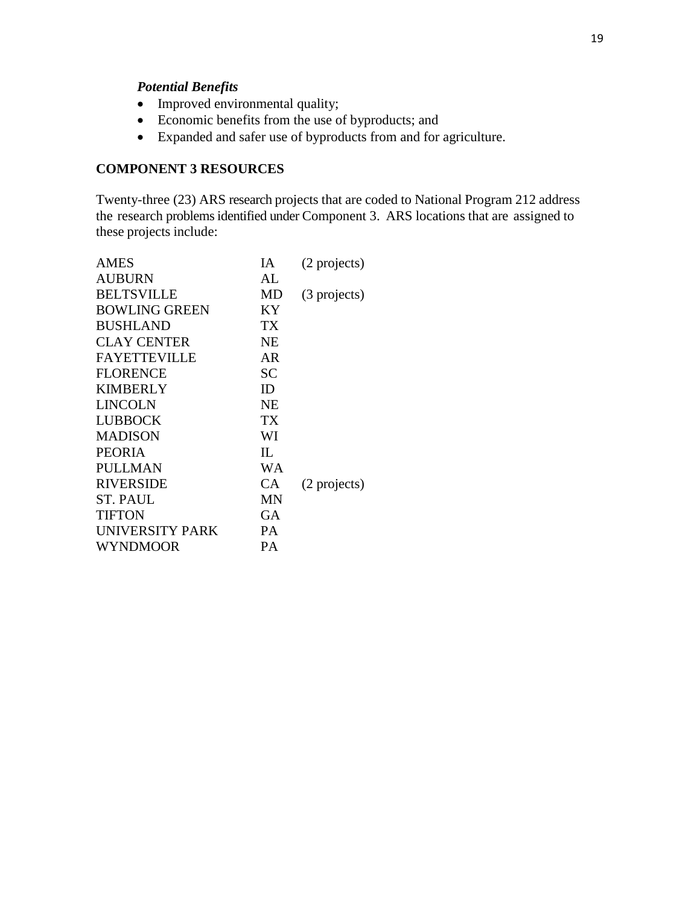***Potential Benefits***

- Improved environmental quality;
- Economic benefits from the use of byproducts; and
- Expanded and safer use of byproducts from and for agriculture.

**COMPONENT 3 RESOURCES**

Twenty-three (23) ARS research projects that are coded to National Program 212 address the research problems identified under Component 3. ARS locations that are assigned to these projects include:

| | | |
|---|---|---|
| AMES | IA | (2 projects) |
| AUBURN | AL | |
| BELTSVILLE | MD | (3 projects) |
| BOWLING GREEN | KY | |
| BUSHLAND | TX | |
| CLAY CENTER | NE | |
| FAYETTEVILLE | AR | |
| FLORENCE | SC | |
| KIMBERLY | ID | |
| LINCOLN | NE | |
| LUBBOCK | TX | |
| MADISON | WI | |
| PEORIA | IL | |
| PULLMAN | WA | |
| RIVERSIDE | CA | (2 projects) |
| ST. PAUL | MN | |
| TIFTON | GA | |
| UNIVERSITY PARK | PA | |
| WYNDMOOR | PA | |